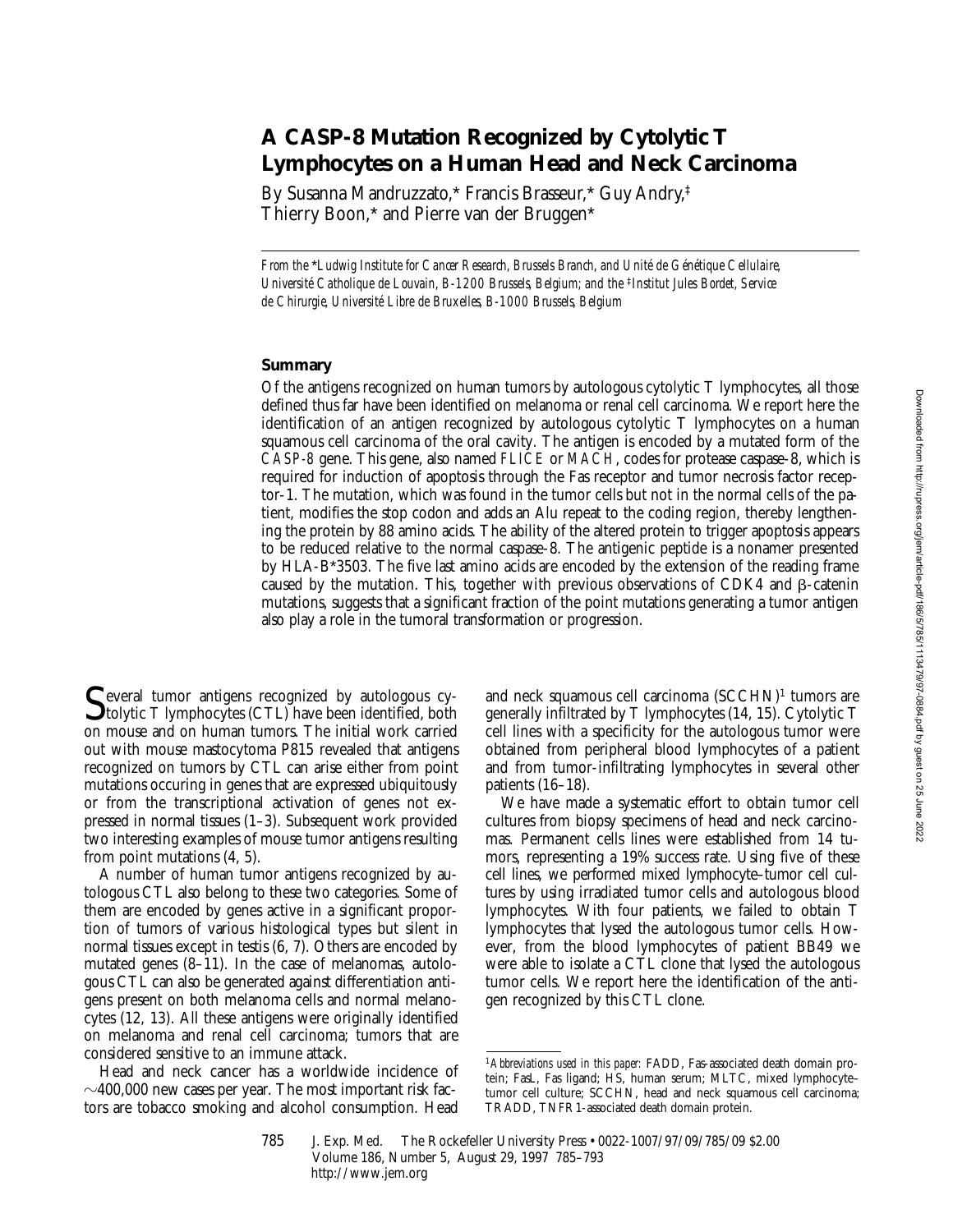# A CASP-8 Mutation Recognized by Cytolytic T Lymphocytes on a Human Head and Neck Carcinoma

By Susanna Mandruzzato,* Francis Brasseur,* Guy Andry,‡ Thierry Boon,* and Pierre van der Bruggen*

*From the \*Ludwig Institute for Cancer Research, Brussels Branch, and Unité de Génétique Cellulaire, Université Catholique de Louvain, B-1200 Brussels, Belgium; and the ‡Institut Jules Bordet, Service de Chirurgie, Université Libre de Bruxelles, B-1000 Brussels, Belgium*

## Summary

Of the antigens recognized on human tumors by autologous cytolytic T lymphocytes, all those defined thus far have been identified on melanoma or renal cell carcinoma. We report here the identification of an antigen recognized by autologous cytolytic T lymphocytes on a human squamous cell carcinoma of the oral cavity. The antigen is encoded by a mutated form of the *CASP-8* gene. This gene, also named *FLICE* or *MACH*, codes for protease caspase-8, which is required for induction of apoptosis through the Fas receptor and tumor necrosis factor receptor-1. The mutation, which was found in the tumor cells but not in the normal cells of the patient, modifies the stop codon and adds an Alu repeat to the coding region, thereby lengthening the protein by 88 amino acids. The ability of the altered protein to trigger apoptosis appears to be reduced relative to the normal caspase-8. The antigenic peptide is a nonamer presented by HLA-B\*3503. The five last amino acids are encoded by the extension of the reading frame caused by the mutation. This, together with previous observations of CDK4 and β-catenin mutations, suggests that a significant fraction of the point mutations generating a tumor antigen also play a role in the tumoral transformation or progression.

Several tumor antigens recognized by autologous cytolytic T lymphocytes (CTL) have been identified, both on mouse and on human tumors. The initial work carried out with mouse mastocytoma P815 revealed that antigens recognized on tumors by CTL can arise either from point mutations occuring in genes that are expressed ubiquitously or from the transcriptional activation of genes not expressed in normal tissues (1–3). Subsequent work provided two interesting examples of mouse tumor antigens resulting from point mutations (4, 5).

A number of human tumor antigens recognized by autologous CTL also belong to these two categories. Some of them are encoded by genes active in a significant proportion of tumors of various histological types but silent in normal tissues except in testis (6, 7). Others are encoded by mutated genes (8–11). In the case of melanomas, autologous CTL can also be generated against differentiation antigens present on both melanoma cells and normal melanocytes (12, 13). All these antigens were originally identified on melanoma and renal cell carcinoma; tumors that are considered sensitive to an immune attack.

Head and neck cancer has a worldwide incidence of ~400,000 new cases per year. The most important risk factors are tobacco smoking and alcohol consumption. Head and neck squamous cell carcinoma (SCCHN)[1] tumors are generally infiltrated by T lymphocytes (14, 15). Cytolytic T cell lines with a specificity for the autologous tumor were obtained from peripheral blood lymphocytes of a patient and from tumor-infiltrating lymphocytes in several other patients (16–18).

We have made a systematic effort to obtain tumor cell cultures from biopsy specimens of head and neck carcinomas. Permanent cells lines were established from 14 tumors, representing a 19% success rate. Using five of these cell lines, we performed mixed lymphocyte–tumor cell cultures by using irradiated tumor cells and autologous blood lymphocytes. With four patients, we failed to obtain T lymphocytes that lysed the autologous tumor cells. However, from the blood lymphocytes of patient BB49 we were able to isolate a CTL clone that lysed the autologous tumor cells. We report here the identification of the antigen recognized by this CTL clone.

[1] *Abbreviations used in this paper:* FADD, Fas-associated death domain protein; FasL, Fas ligand; HS, human serum; MLTC, mixed lymphocyte–tumor cell culture; SCCHN, head and neck squamous cell carcinoma; TRADD, TNFR1-associated death domain protein.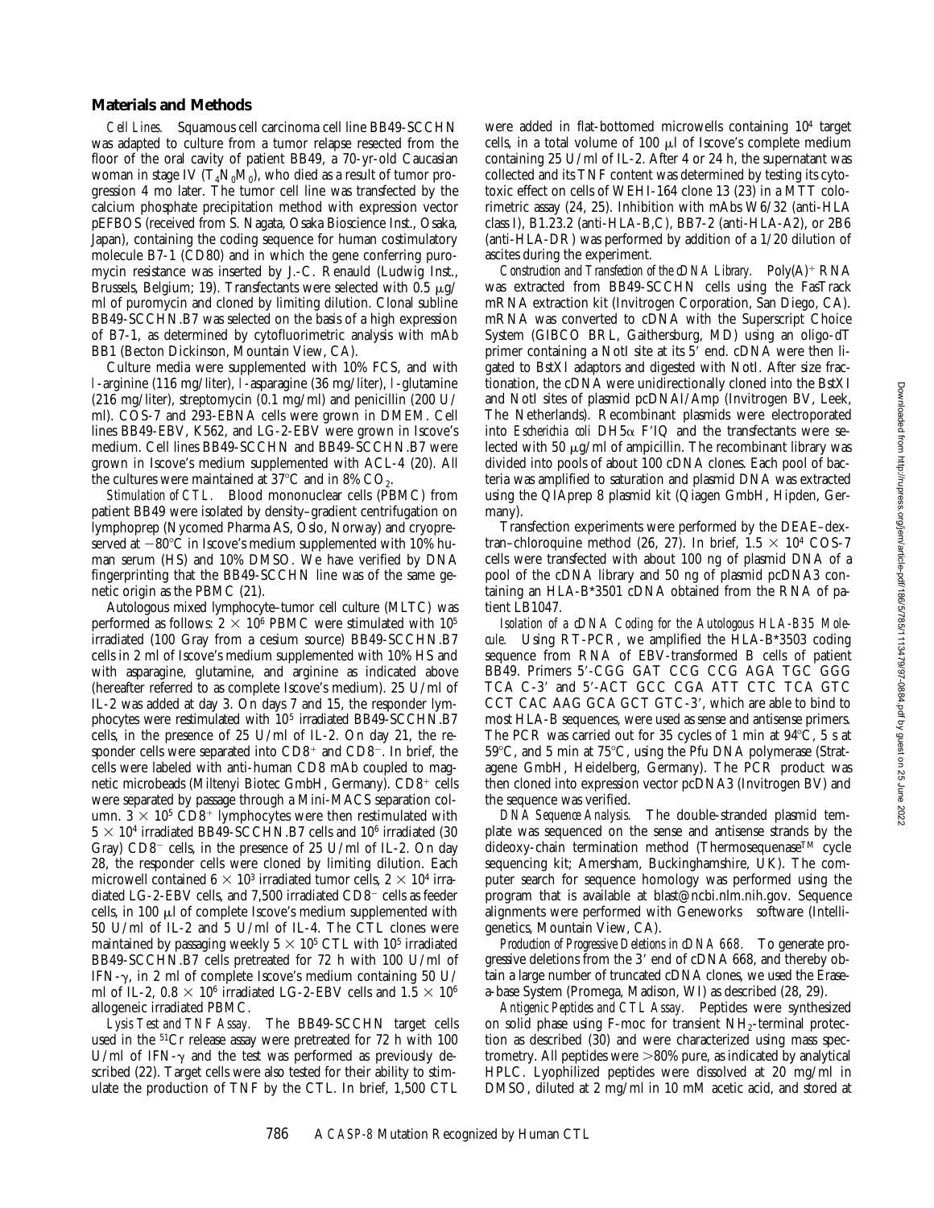## Materials and Methods

*Cell Lines.* Squamous cell carcinoma cell line BB49-SCCHN was adapted to culture from a tumor relapse resected from the floor of the oral cavity of patient BB49, a 70-yr-old Caucasian woman in stage IV ($T_4N_0M_0$), who died as a result of tumor progression 4 mo later. The tumor cell line was transfected by the calcium phosphate precipitation method with expression vector pEFBOS (received from S. Nagata, Osaka Bioscience Inst., Osaka, Japan), containing the coding sequence for human costimulatory molecule B7-1 (CD80) and in which the gene conferring puromycin resistance was inserted by J.-C. Renauld (Ludwig Inst., Brussels, Belgium; 19). Transfectants were selected with 0.5 μg/ml of puromycin and cloned by limiting dilution. Clonal subline BB49-SCCHN.B7 was selected on the basis of a high expression of B7-1, as determined by cytofluorimetric analysis with mAb BB1 (Becton Dickinson, Mountain View, CA).

Culture media were supplemented with 10% FCS, and with L-arginine (116 mg/liter), L-asparagine (36 mg/liter), L-glutamine (216 mg/liter), streptomycin (0.1 mg/ml) and penicillin (200 U/ml). COS-7 and 293-EBNA cells were grown in DMEM. Cell lines BB49-EBV, K562, and LG-2-EBV were grown in Iscove's medium. Cell lines BB49-SCCHN and BB49-SCCHN.B7 were grown in Iscove's medium supplemented with ACL-4 (20). All the cultures were maintained at 37°C and in 8% $CO_2$.

*Stimulation of CTL.* Blood mononuclear cells (PBMC) from patient BB49 were isolated by density–gradient centrifugation on lymphoprep (Nycomed Pharma AS, Oslo, Norway) and cryopreserved at −80°C in Iscove's medium supplemented with 10% human serum (HS) and 10% DMSO. We have verified by DNA fingerprinting that the BB49-SCCHN line was of the same genetic origin as the PBMC (21).

Autologous mixed lymphocyte–tumor cell culture (MLTC) was performed as follows: $2 \times 10^6$ PBMC were stimulated with $10^5$ irradiated (100 Gray from a cesium source) BB49-SCCHN.B7 cells in 2 ml of Iscove's medium supplemented with 10% HS and with asparagine, glutamine, and arginine as indicated above (hereafter referred to as complete Iscove's medium). 25 U/ml of IL-2 was added at day 3. On days 7 and 15, the responder lymphocytes were restimulated with $10^5$ irradiated BB49-SCCHN.B7 cells, in the presence of 25 U/ml of IL-2. On day 21, the responder cells were separated into $CD8^+$ and $CD8^-$. In brief, the cells were labeled with anti-human CD8 mAb coupled to magnetic microbeads (Miltenyi Biotec GmbH, Germany). $CD8^+$ cells were separated by passage through a Mini-MACS separation column. $3 \times 10^5$ $CD8^+$ lymphocytes were then restimulated with $5 \times 10^4$ irradiated BB49-SCCHN.B7 cells and $10^6$ irradiated (30 Gray) $CD8^-$ cells, in the presence of 25 U/ml of IL-2. On day 28, the responder cells were cloned by limiting dilution. Each microwell contained $6 \times 10^3$ irradiated tumor cells, $2 \times 10^4$ irradiated LG-2-EBV cells, and 7,500 irradiated $CD8^-$ cells as feeder cells, in 100 μl of complete Iscove's medium supplemented with 50 U/ml of IL-2 and 5 U/ml of IL-4. The CTL clones were maintained by passaging weekly $5 \times 10^5$ CTL with $10^5$ irradiated BB49-SCCHN.B7 cells pretreated for 72 h with 100 U/ml of IFN-γ, in 2 ml of complete Iscove's medium containing 50 U/ml of IL-2, $0.8 \times 10^6$ irradiated LG-2-EBV cells and $1.5 \times 10^6$ allogeneic irradiated PBMC.

*Lysis Test and TNF Assay.* The BB49-SCCHN target cells used in the $^{51}$Cr release assay were pretreated for 72 h with 100 U/ml of IFN-γ and the test was performed as previously described (22). Target cells were also tested for their ability to stimulate the production of TNF by the CTL. In brief, 1,500 CTL were added in flat-bottomed microwells containing $10^4$ target cells, in a total volume of 100 μl of Iscove's complete medium containing 25 U/ml of IL-2. After 4 or 24 h, the supernatant was collected and its TNF content was determined by testing its cytotoxic effect on cells of WEHI-164 clone 13 (23) in a MTT colorimetric assay (24, 25). Inhibition with mAbs W6/32 (anti-HLA class I), B1.23.2 (anti-HLA-B,C), BB7-2 (anti-HLA-A2), or 2B6 (anti-HLA-DR) was performed by addition of a 1/20 dilution of ascites during the experiment.

*Construction and Transfection of the cDNA Library.* Poly(A)$^+$ RNA was extracted from BB49-SCCHN cells using the FasTrack mRNA extraction kit (Invitrogen Corporation, San Diego, CA). mRNA was converted to cDNA with the Superscript Choice System (GIBCO BRL, Gaithersburg, MD) using an oligo-dT primer containing a NotI site at its 5′ end. cDNA were then ligated to BstXI adaptors and digested with NotI. After size fractionation, the cDNA were unidirectionally cloned into the BstXI and NotI sites of plasmid pcDNAI/Amp (Invitrogen BV, Leek, The Netherlands). Recombinant plasmids were electroporated into *Escherichia coli* DH5α F′IQ and the transfectants were selected with 50 μg/ml of ampicillin. The recombinant library was divided into pools of about 100 cDNA clones. Each pool of bacteria was amplified to saturation and plasmid DNA was extracted using the QIAprep 8 plasmid kit (Qiagen GmbH, Hipden, Germany).

Transfection experiments were performed by the DEAE–dextran–chloroquine method (26, 27). In brief, $1.5 \times 10^4$ COS-7 cells were transfected with about 100 ng of plasmid DNA of a pool of the cDNA library and 50 ng of plasmid pcDNA3 containing an HLA-B*3501 cDNA obtained from the RNA of patient LB1047.

*Isolation of a cDNA Coding for the Autologous HLA-B35 Molecule.* Using RT-PCR, we amplified the HLA-B*3503 coding sequence from RNA of EBV-transformed B cells of patient BB49. Primers 5′-CGG GAT CCG CCG AGA TGC GGG TCA C-3′ and 5′-ACT GCC CGA ATT CTC TCA GTC CCT CAC AAG GCA GCT GTC-3′, which are able to bind to most HLA-B sequences, were used as sense and antisense primers. The PCR was carried out for 35 cycles of 1 min at 94°C, 5 s at 59°C, and 5 min at 75°C, using the Pfu DNA polymerase (Stratagene GmbH, Heidelberg, Germany). The PCR product was then cloned into expression vector pcDNA3 (Invitrogen BV) and the sequence was verified.

*DNA Sequence Analysis.* The double-stranded plasmid template was sequenced on the sense and antisense strands by the dideoxy-chain termination method (Thermosequenase™ cycle sequencing kit; Amersham, Buckinghamshire, UK). The computer search for sequence homology was performed using the program that is available at blast@ncbi.nlm.nih.gov. Sequence alignments were performed with Geneworks software (Intelligenetics, Mountain View, CA).

*Production of Progressive Deletions in cDNA 668.* To generate progressive deletions from the 3′ end of cDNA 668, and thereby obtain a large number of truncated cDNA clones, we used the Erase-a-base System (Promega, Madison, WI) as described (28, 29).

*Antigenic Peptides and CTL Assay.* Peptides were synthesized on solid phase using F-moc for transient $NH_2$-terminal protection as described (30) and were characterized using mass spectrometry. All peptides were >80% pure, as indicated by analytical HPLC. Lyophilized peptides were dissolved at 20 mg/ml in DMSO, diluted at 2 mg/ml in 10 mM acetic acid, and stored at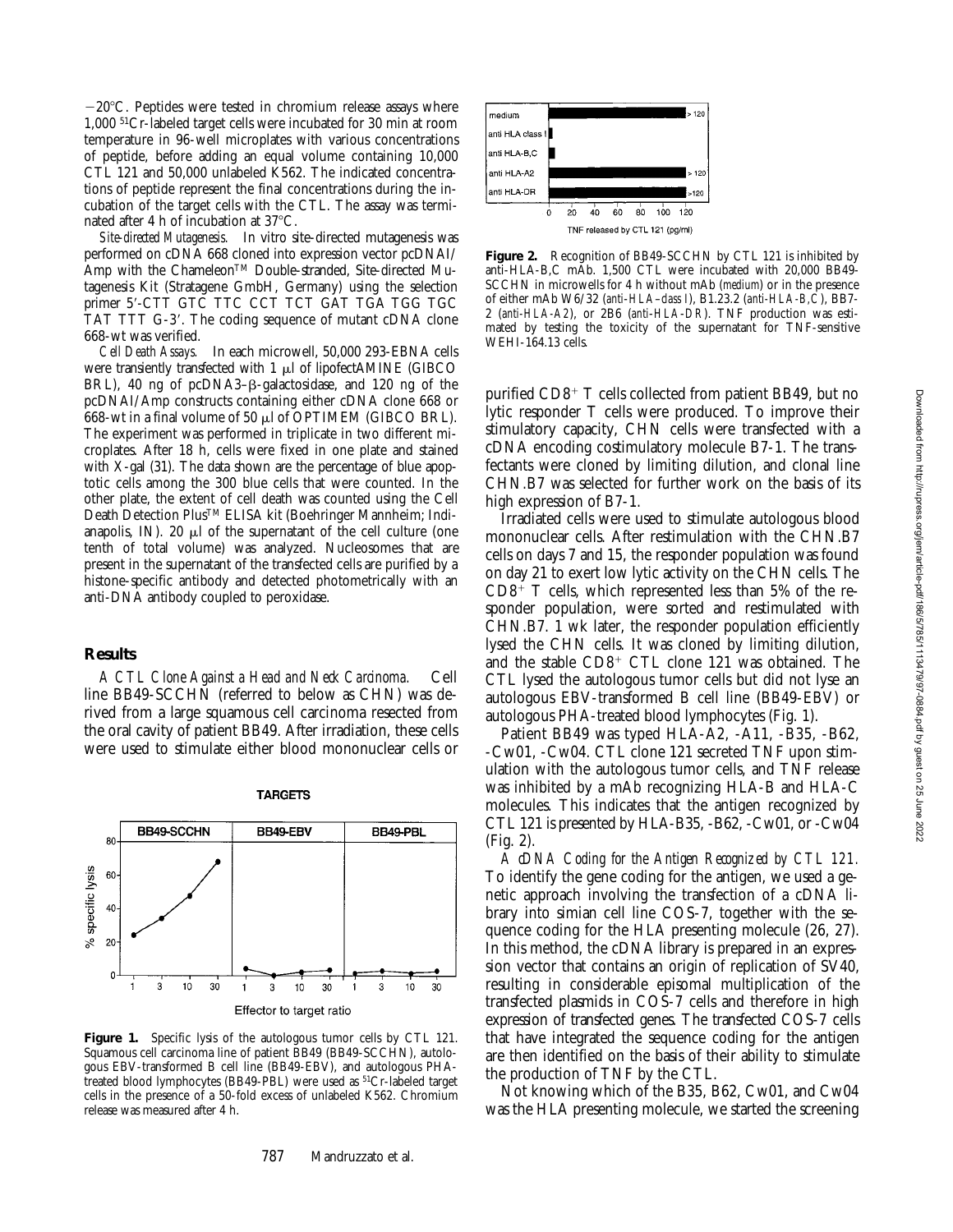−20°C. Peptides were tested in chromium release assays where 1,000 $^{51}$Cr-labeled target cells were incubated for 30 min at room temperature in 96-well microplates with various concentrations of peptide, before adding an equal volume containing 10,000 CTL 121 and 50,000 unlabeled K562. The indicated concentrations of peptide represent the final concentrations during the incubation of the target cells with the CTL. The assay was terminated after 4 h of incubation at 37°C.

*Site-directed Mutagenesis.* In vitro site-directed mutagenesis was performed on cDNA 668 cloned into expression vector pcDNAI/Amp with the Chameleon™ Double-stranded, Site-directed Mutagenesis Kit (Stratagene GmbH, Germany) using the selection primer 5′-CTT GTC TTC CCT TCT GAT TGA TGG TGC TAT TTT G-3′. The coding sequence of mutant cDNA clone 668-wt was verified.

*Cell Death Assays.* In each microwell, 50,000 293-EBNA cells were transiently transfected with 1 μl of lipofectAMINE (GIBCO BRL), 40 ng of pcDNA3–β-galactosidase, and 120 ng of the pcDNAI/Amp constructs containing either cDNA clone 668 or 668-wt in a final volume of 50 μl of OPTIMEM (GIBCO BRL). The experiment was performed in triplicate in two different microplates. After 18 h, cells were fixed in one plate and stained with X-gal (31). The data shown are the percentage of blue apoptotic cells among the 300 blue cells that were counted. In the other plate, the extent of cell death was counted using the Cell Death Detection Plus™ ELISA kit (Boehringer Mannheim; Indianapolis, IN). 20 μl of the supernatant of the cell culture (one tenth of total volume) was analyzed. Nucleosomes that are present in the supernatant of the transfected cells are purified by a histone-specific antibody and detected photometrically with an anti-DNA antibody coupled to peroxidase.

## Results

*A CTL Clone Against a Head and Neck Carcinoma.* Cell line BB49-SCCHN (referred to below as CHN) was derived from a large squamous cell carcinoma resected from the oral cavity of patient BB49. After irradiation, these cells were used to stimulate either blood mononuclear cells or purified CD8$^+$ T cells collected from patient BB49, but no lytic responder T cells were produced. To improve their stimulatory capacity, CHN cells were transfected with a cDNA encoding costimulatory molecule B7-1. The transfectants were cloned by limiting dilution, and clonal line CHN.B7 was selected for further work on the basis of its high expression of B7-1.

**Figure 1.** Specific lysis of the autologous tumor cells by CTL 121. Squamous cell carcinoma line of patient BB49 (BB49-SCCHN), autologous EBV-transformed B cell line (BB49-EBV), and autologous PHA-treated blood lymphocytes (BB49-PBL) were used as $^{51}$Cr-labeled target cells in the presence of a 50-fold excess of unlabeled K562. Chromium release was measured after 4 h.

**Figure 2.** Recognition of BB49-SCCHN by CTL 121 is inhibited by anti-HLA-B,C mAb. 1,500 CTL were incubated with 20,000 BB49-SCCHN in microwells for 4 h without mAb (*medium*) or in the presence of either mAb W6/32 (*anti-HLA–class I*), B1.23.2 (*anti-HLA-B,C*), BB7-2 (*anti-HLA-A2*), or 2B6 (*anti-HLA-DR*). TNF production was estimated by testing the toxicity of the supernatant for TNF-sensitive WEHI-164.13 cells.

Irradiated cells were used to stimulate autologous blood mononuclear cells. After restimulation with the CHN.B7 cells on days 7 and 15, the responder population was found on day 21 to exert low lytic activity on the CHN cells. The CD8$^+$ T cells, which represented less than 5% of the responder population, were sorted and restimulated with CHN.B7. 1 wk later, the responder population efficiently lysed the CHN cells. It was cloned by limiting dilution, and the stable CD8$^+$ CTL clone 121 was obtained. The CTL lysed the autologous tumor cells but did not lyse an autologous EBV-transformed B cell line (BB49-EBV) or autologous PHA-treated blood lymphocytes (Fig. 1).

Patient BB49 was typed HLA-A2, -A11, -B35, -B62, -Cw01, -Cw04. CTL clone 121 secreted TNF upon stimulation with the autologous tumor cells, and TNF release was inhibited by a mAb recognizing HLA-B and HLA-C molecules. This indicates that the antigen recognized by CTL 121 is presented by HLA-B35, -B62, -Cw01, or -Cw04 (Fig. 2).

*A cDNA Coding for the Antigen Recognized by CTL 121.* To identify the gene coding for the antigen, we used a genetic approach involving the transfection of a cDNA library into simian cell line COS-7, together with the sequence coding for the HLA presenting molecule (26, 27). In this method, the cDNA library is prepared in an expression vector that contains an origin of replication of SV40, resulting in considerable episomal multiplication of the transfected plasmids in COS-7 cells and therefore in high expression of transfected genes. The transfected COS-7 cells that have integrated the sequence coding for the antigen are then identified on the basis of their ability to stimulate the production of TNF by the CTL.

Not knowing which of the B35, B62, Cw01, and Cw04 was the HLA presenting molecule, we started the screening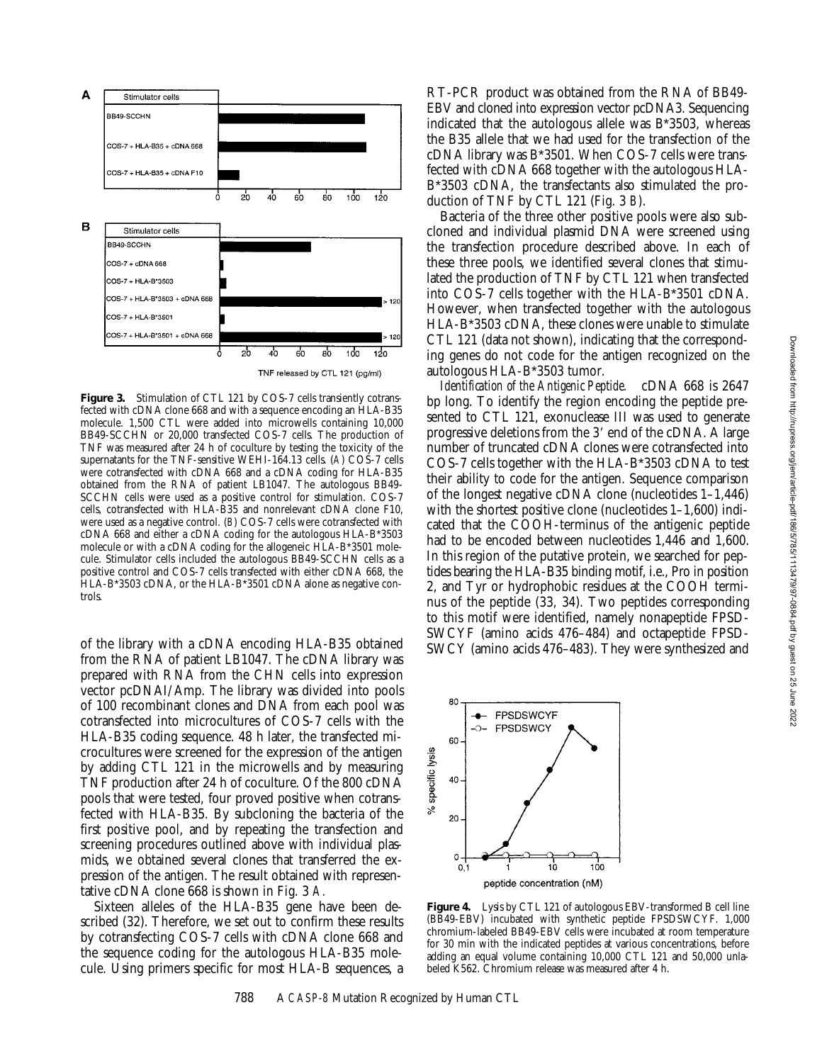**Figure 3.** Stimulation of CTL 121 by COS-7 cells transiently cotransfected with cDNA clone 668 and with a sequence encoding an HLA-B35 molecule. 1,500 CTL were added into microwells containing 10,000 BB49-SCCHN or 20,000 transfected COS-7 cells. The production of TNF was measured after 24 h of coculture by testing the toxicity of the supernatants for the TNF-sensitive WEHI-164.13 cells. (*A*) COS-7 cells were cotransfected with cDNA 668 and a cDNA coding for HLA-B35 obtained from the RNA of patient LB1047. The autologous BB49-SCCHN cells were used as a positive control for stimulation. COS-7 cells, cotransfected with HLA-B35 and nonrelevant cDNA clone F10, were used as a negative control. (*B*) COS-7 cells were cotransfected with cDNA 668 and either a cDNA coding for the autologous HLA-B*3503 molecule or with a cDNA coding for the allogeneic HLA-B*3501 molecule. Stimulator cells included the autologous BB49-SCCHN cells as a positive control and COS-7 cells transfected with either cDNA 668, the HLA-B*3503 cDNA, or the HLA-B*3501 cDNA alone as negative controls.

of the library with a cDNA encoding HLA-B35 obtained from the RNA of patient LB1047. The cDNA library was prepared with RNA from the CHN cells into expression vector pcDNAI/Amp. The library was divided into pools of 100 recombinant clones and DNA from each pool was cotransfected into microcultures of COS-7 cells with the HLA-B35 coding sequence. 48 h later, the transfected microcultures were screened for the expression of the antigen by adding CTL 121 in the microwells and by measuring TNF production after 24 h of coculture. Of the 800 cDNA pools that were tested, four proved positive when cotransfected with HLA-B35. By subcloning the bacteria of the first positive pool, and by repeating the transfection and screening procedures outlined above with individual plasmids, we obtained several clones that transferred the expression of the antigen. The result obtained with representative cDNA clone 668 is shown in Fig. 3 *A*.

Sixteen alleles of the HLA-B35 gene have been described (32). Therefore, we set out to confirm these results by cotransfecting COS-7 cells with cDNA clone 668 and the sequence coding for the autologous HLA-B35 molecule. Using primers specific for most HLA-B sequences, a RT-PCR product was obtained from the RNA of BB49-EBV and cloned into expression vector pcDNA3. Sequencing indicated that the autologous allele was B*3503, whereas the B35 allele that we had used for the transfection of the cDNA library was B*3501. When COS-7 cells were transfected with cDNA 668 together with the autologous HLA-B*3503 cDNA, the transfectants also stimulated the production of TNF by CTL 121 (Fig. 3 *B*).

Bacteria of the three other positive pools were also subcloned and individual plasmid DNA were screened using the transfection procedure described above. In each of these three pools, we identified several clones that stimulated the production of TNF by CTL 121 when transfected into COS-7 cells together with the HLA-B*3501 cDNA. However, when transfected together with the autologous HLA-B*3503 cDNA, these clones were unable to stimulate CTL 121 (data not shown), indicating that the corresponding genes do not code for the antigen recognized on the autologous HLA-B*3503 tumor.

*Identification of the Antigenic Peptide.* cDNA 668 is 2647 bp long. To identify the region encoding the peptide presented to CTL 121, exonuclease III was used to generate progressive deletions from the 3′ end of the cDNA. A large number of truncated cDNA clones were cotransfected into COS-7 cells together with the HLA-B*3503 cDNA to test their ability to code for the antigen. Sequence comparison of the longest negative cDNA clone (nucleotides 1–1,446) with the shortest positive clone (nucleotides 1–1,600) indicated that the COOH-terminus of the antigenic peptide had to be encoded between nucleotides 1,446 and 1,600. In this region of the putative protein, we searched for peptides bearing the HLA-B35 binding motif, i.e., Pro in position 2, and Tyr or hydrophobic residues at the COOH terminus of the peptide (33, 34). Two peptides corresponding to this motif were identified, namely nonapeptide FPSDSWCYF (amino acids 476–484) and octapeptide FPSDSWCY (amino acids 476–483). They were synthesized and

**Figure 4.** Lysis by CTL 121 of autologous EBV-transformed B cell line (BB49-EBV) incubated with synthetic peptide FPSDSWCYF. 1,000 chromium-labeled BB49-EBV cells were incubated at room temperature for 30 min with the indicated peptides at various concentrations, before adding an equal volume containing 10,000 CTL 121 and 50,000 unlabeled K562. Chromium release was measured after 4 h.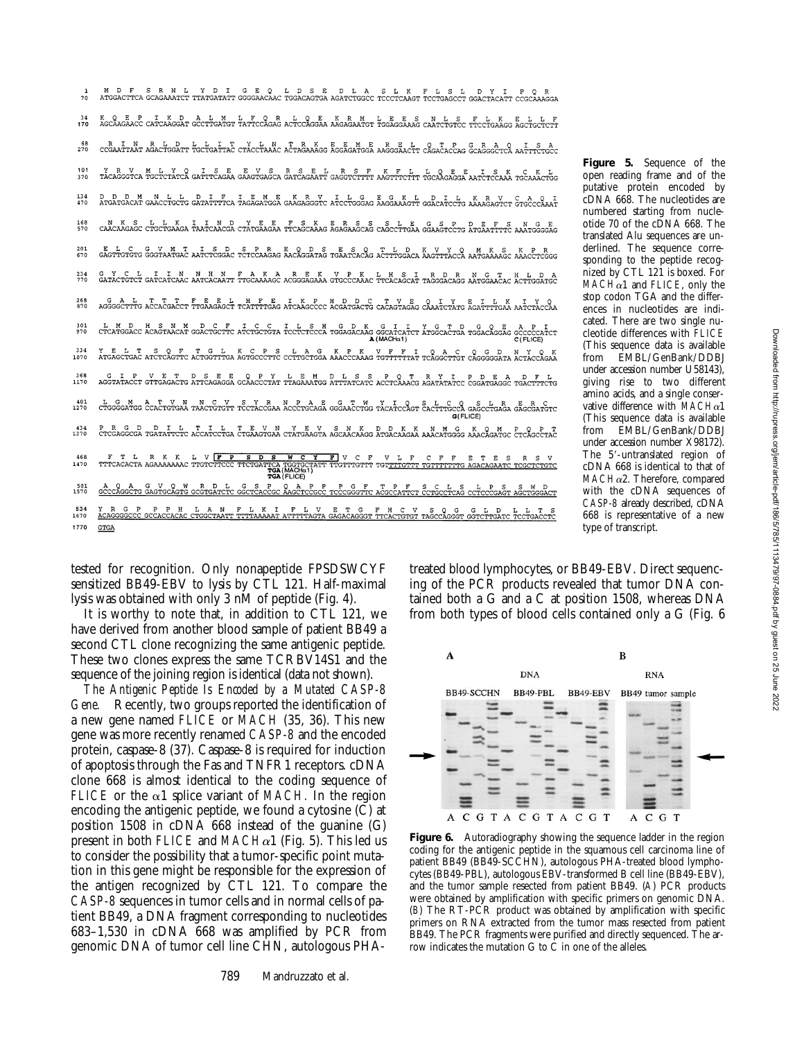**Figure 5.** Sequence of the open reading frame and of the putative protein encoded by cDNA 668. The nucleotides are numbered starting from nucleotide 70 of the cDNA 668. The translated Alu sequences are underlined. The sequence corresponding to the peptide recognized by CTL 121 is boxed. For *MACH*α1 and *FLICE*, only the stop codon TGA and the differences in nucleotides are indicated. There are two single nucleotide differences with *FLICE* (This sequence data is available from EMBL/GenBank/DDBJ under accession number U58143), giving rise to two different amino acids, and a single conservative difference with *MACH*α1 (This sequence data is available from EMBL/GenBank/DDBJ under accession number X98172). The 5′-untranslated region of cDNA 668 is identical to that of *MACH*α2. Therefore, compared with the cDNA sequences of *CASP-8* already described, cDNA 668 is representative of a new type of transcript.

tested for recognition. Only nonapeptide FPSDSWCYF sensitized BB49-EBV to lysis by CTL 121. Half-maximal lysis was obtained with only 3 nM of peptide (Fig. 4).

It is worthy to note that, in addition to CTL 121, we have derived from another blood sample of patient BB49 a second CTL clone recognizing the same antigenic peptide. These two clones express the same TCRBV14S1 and the sequence of the joining region is identical (data not shown).

*The Antigenic Peptide Is Encoded by a Mutated CASP-8 Gene.* Recently, two groups reported the identification of a new gene named *FLICE* or *MACH* (35, 36). This new gene was more recently renamed *CASP-8* and the encoded protein, caspase-8 (37). Caspase-8 is required for induction of apoptosis through the Fas and TNFR1 receptors. cDNA clone 668 is almost identical to the coding sequence of *FLICE* or the α1 splice variant of *MACH*. In the region encoding the antigenic peptide, we found a cytosine (C) at position 1508 in cDNA 668 instead of the guanine (G) present in both *FLICE* and *MACH*α1 (Fig. 5). This led us to consider the possibility that a tumor-specific point mutation in this gene might be responsible for the expression of the antigen recognized by CTL 121. To compare the *CASP-8* sequences in tumor cells and in normal cells of patient BB49, a DNA fragment corresponding to nucleotides 683–1,530 in cDNA 668 was amplified by PCR from genomic DNA of tumor cell line CHN, autologous PHA-treated blood lymphocytes, or BB49-EBV. Direct sequencing of the PCR products revealed that tumor DNA contained both a G and a C at position 1508, whereas DNA from both types of blood cells contained only a G (Fig. 6

**Figure 6.** Autoradiography showing the sequence ladder in the region coding for the antigenic peptide in the squamous cell carcinoma line of patient BB49 (BB49-SCCHN), autologous PHA-treated blood lymphocytes (BB49-PBL), autologous EBV-transformed B cell line (BB49-EBV), and the tumor sample resected from patient BB49. (*A*) PCR products were obtained by amplification with specific primers on genomic DNA. (*B*) The RT-PCR product was obtained by amplification with specific primers on RNA extracted from the tumor mass resected from patient BB49. The PCR fragments were purified and directly sequenced. The arrow indicates the mutation G to C in one of the alleles.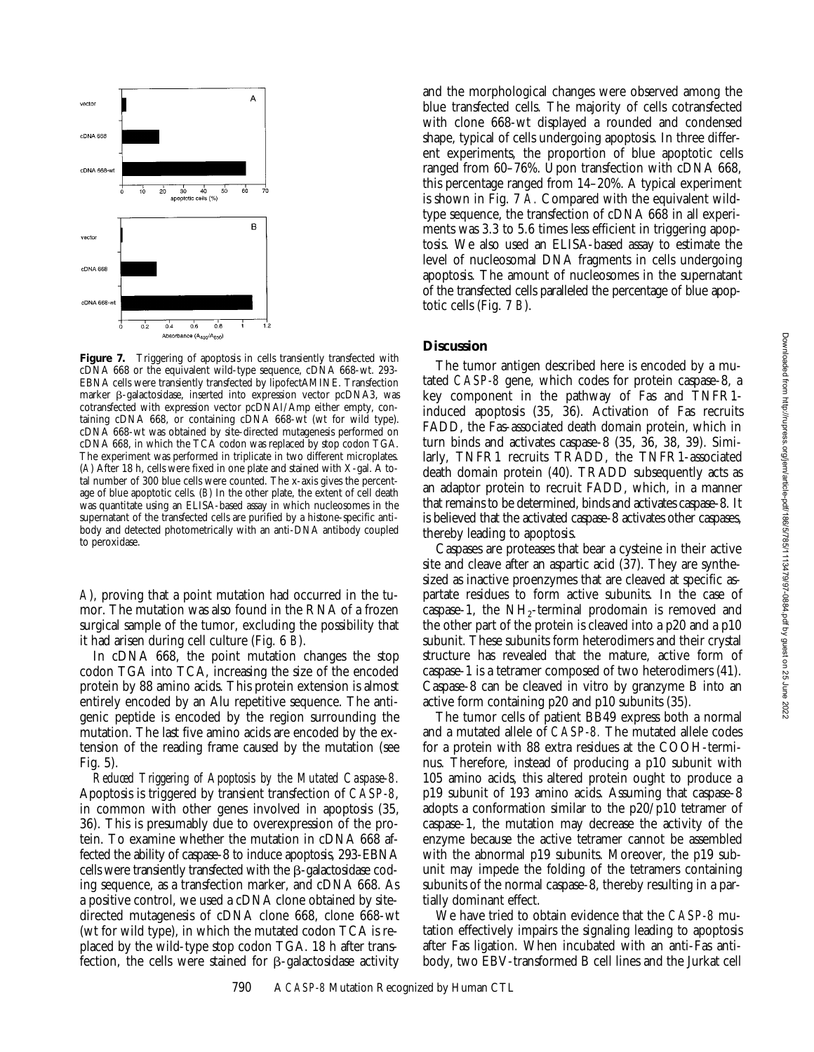**Figure 7.** Triggering of apoptosis in cells transiently transfected with cDNA 668 or the equivalent wild-type sequence, cDNA 668-wt. 293-EBNA cells were transiently transfected by lipofectAMINE. Transfection marker β-galactosidase, inserted into expression vector pcDNA3, was cotransfected with expression vector pcDNAI/Amp either empty, containing cDNA 668, or containing cDNA 668-wt (wt for wild type). cDNA 668-wt was obtained by site-directed mutagenesis performed on cDNA 668, in which the TCA codon was replaced by stop codon TGA. The experiment was performed in triplicate in two different microplates. (*A*) After 18 h, cells were fixed in one plate and stained with X-gal. A total number of 300 blue cells were counted. The x-axis gives the percentage of blue apoptotic cells. (*B*) In the other plate, the extent of cell death was quantitate using an ELISA-based assay in which nucleosomes in the supernatant of the transfected cells are purified by a histone-specific antibody and detected photometrically with an anti-DNA antibody coupled to peroxidase.

*A*), proving that a point mutation had occurred in the tumor. The mutation was also found in the RNA of a frozen surgical sample of the tumor, excluding the possibility that it had arisen during cell culture (Fig. 6 *B*).

In cDNA 668, the point mutation changes the stop codon TGA into TCA, increasing the size of the encoded protein by 88 amino acids. This protein extension is almost entirely encoded by an Alu repetitive sequence. The antigenic peptide is encoded by the region surrounding the mutation. The last five amino acids are encoded by the extension of the reading frame caused by the mutation (see Fig. 5).

*Reduced Triggering of Apoptosis by the Mutated Caspase-8.* Apoptosis is triggered by transient transfection of *CASP-8*, in common with other genes involved in apoptosis (35, 36). This is presumably due to overexpression of the protein. To examine whether the mutation in cDNA 668 affected the ability of caspase-8 to induce apoptosis, 293-EBNA cells were transiently transfected with the β-galactosidase coding sequence, as a transfection marker, and cDNA 668. As a positive control, we used a cDNA clone obtained by site-directed mutagenesis of cDNA clone 668, clone 668-wt (wt for wild type), in which the mutated codon TCA is replaced by the wild-type stop codon TGA. 18 h after transfection, the cells were stained for β-galactosidase activity and the morphological changes were observed among the blue transfected cells. The majority of cells cotransfected with clone 668-wt displayed a rounded and condensed shape, typical of cells undergoing apoptosis. In three different experiments, the proportion of blue apoptotic cells ranged from 60–76%. Upon transfection with cDNA 668, this percentage ranged from 14–20%. A typical experiment is shown in Fig. 7 *A*. Compared with the equivalent wild-type sequence, the transfection of cDNA 668 in all experiments was 3.3 to 5.6 times less efficient in triggering apoptosis. We also used an ELISA-based assay to estimate the level of nucleosomal DNA fragments in cells undergoing apoptosis. The amount of nucleosomes in the supernatant of the transfected cells paralleled the percentage of blue apoptotic cells (Fig. 7 *B*).

## Discussion

The tumor antigen described here is encoded by a mutated *CASP-8* gene, which codes for protein caspase-8, a key component in the pathway of Fas and TNFR1-induced apoptosis (35, 36). Activation of Fas recruits FADD, the Fas-associated death domain protein, which in turn binds and activates caspase-8 (35, 36, 38, 39). Similarly, TNFR1 recruits TRADD, the TNFR1-associated death domain protein (40). TRADD subsequently acts as an adaptor protein to recruit FADD, which, in a manner that remains to be determined, binds and activates caspase-8. It is believed that the activated caspase-8 activates other caspases, thereby leading to apoptosis.

Caspases are proteases that bear a cysteine in their active site and cleave after an aspartic acid (37). They are synthesized as inactive proenzymes that are cleaved at specific aspartate residues to form active subunits. In the case of caspase-1, the $NH_2$-terminal prodomain is removed and the other part of the protein is cleaved into a p20 and a p10 subunit. These subunits form heterodimers and their crystal structure has revealed that the mature, active form of caspase-1 is a tetramer composed of two heterodimers (41). Caspase-8 can be cleaved in vitro by granzyme B into an active form containing p20 and p10 subunits (35).

The tumor cells of patient BB49 express both a normal and a mutated allele of *CASP-8*. The mutated allele codes for a protein with 88 extra residues at the COOH-terminus. Therefore, instead of producing a p10 subunit with 105 amino acids, this altered protein ought to produce a p19 subunit of 193 amino acids. Assuming that caspase-8 adopts a conformation similar to the p20/p10 tetramer of caspase-1, the mutation may decrease the activity of the enzyme because the active tetramer cannot be assembled with the abnormal p19 subunits. Moreover, the p19 subunit may impede the folding of the tetramers containing subunits of the normal caspase-8, thereby resulting in a partially dominant effect.

We have tried to obtain evidence that the *CASP-8* mutation effectively impairs the signaling leading to apoptosis after Fas ligation. When incubated with an anti-Fas antibody, two EBV-transformed B cell lines and the Jurkat cell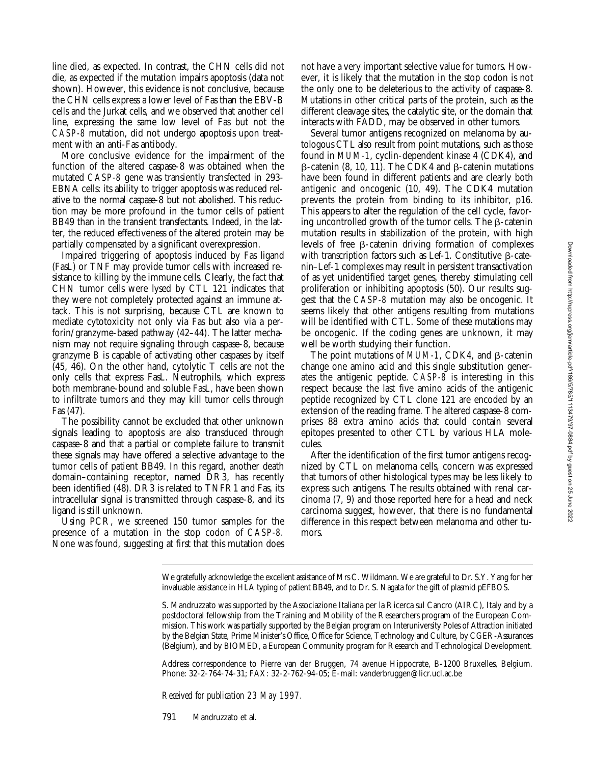line died, as expected. In contrast, the CHN cells did not die, as expected if the mutation impairs apoptosis (data not shown). However, this evidence is not conclusive, because the CHN cells express a lower level of Fas than the EBV-B cells and the Jurkat cells, and we observed that another cell line, expressing the same low level of Fas but not the *CASP-8* mutation, did not undergo apoptosis upon treatment with an anti-Fas antibody.

More conclusive evidence for the impairment of the function of the altered caspase-8 was obtained when the mutated *CASP-8* gene was transiently transfected in 293-EBNA cells: its ability to trigger apoptosis was reduced relative to the normal caspase-8 but not abolished. This reduction may be more profound in the tumor cells of patient BB49 than in the transient transfectants. Indeed, in the latter, the reduced effectiveness of the altered protein may be partially compensated by a significant overexpression.

Impaired triggering of apoptosis induced by Fas ligand (FasL) or TNF may provide tumor cells with increased resistance to killing by the immune cells. Clearly, the fact that CHN tumor cells were lysed by CTL 121 indicates that they were not completely protected against an immune attack. This is not surprising, because CTL are known to mediate cytotoxicity not only via Fas but also via a perforin/granzyme-based pathway (42–44). The latter mechanism may not require signaling through caspase-8, because granzyme B is capable of activating other caspases by itself (45, 46). On the other hand, cytolytic T cells are not the only cells that express FasL. Neutrophils, which express both membrane-bound and soluble FasL, have been shown to infiltrate tumors and they may kill tumor cells through Fas (47).

The possibility cannot be excluded that other unknown signals leading to apoptosis are also transduced through caspase-8 and that a partial or complete failure to transmit these signals may have offered a selective advantage to the tumor cells of patient BB49. In this regard, another death domain–containing receptor, named DR3, has recently been identified (48). DR3 is related to TNFR1 and Fas, its intracellular signal is transmitted through caspase-8, and its ligand is still unknown.

Using PCR, we screened 150 tumor samples for the presence of a mutation in the stop codon of *CASP-8*. None was found, suggesting at first that this mutation does not have a very important selective value for tumors. However, it is likely that the mutation in the stop codon is not the only one to be deleterious to the activity of caspase-8. Mutations in other critical parts of the protein, such as the different cleavage sites, the catalytic site, or the domain that interacts with FADD, may be observed in other tumors.

Several tumor antigens recognized on melanoma by autologous CTL also result from point mutations, such as those found in *MUM-1*, cyclin-dependent kinase 4 (CDK4), and β-catenin (8, 10, 11). The CDK4 and β-catenin mutations have been found in different patients and are clearly both antigenic and oncogenic (10, 49). The CDK4 mutation prevents the protein from binding to its inhibitor, p16. This appears to alter the regulation of the cell cycle, favoring uncontrolled growth of the tumor cells. The β-catenin mutation results in stabilization of the protein, with high levels of free β-catenin driving formation of complexes with transcription factors such as Lef-1. Constitutive β-catenin–Lef-1 complexes may result in persistent transactivation of as yet unidentified target genes, thereby stimulating cell proliferation or inhibiting apoptosis (50). Our results suggest that the *CASP-8* mutation may also be oncogenic. It seems likely that other antigens resulting from mutations will be identified with CTL. Some of these mutations may be oncogenic. If the coding genes are unknown, it may well be worth studying their function.

The point mutations of *MUM-1*, CDK4, and β-catenin change one amino acid and this single substitution generates the antigenic peptide. *CASP-8* is interesting in this respect because the last five amino acids of the antigenic peptide recognized by CTL clone 121 are encoded by an extension of the reading frame. The altered caspase-8 comprises 88 extra amino acids that could contain several epitopes presented to other CTL by various HLA molecules.

After the identification of the first tumor antigens recognized by CTL on melanoma cells, concern was expressed that tumors of other histological types may be less likely to express such antigens. The results obtained with renal carcinoma (7, 9) and those reported here for a head and neck carcinoma suggest, however, that there is no fundamental difference in this respect between melanoma and other tumors.

---

We gratefully acknowledge the excellent assistance of Mrs C. Wildmann. We are grateful to Dr. S.Y. Yang for her invaluable assistance in HLA typing of patient BB49, and to Dr. S. Nagata for the gift of plasmid pEFBOS.

S. Mandruzzato was supported by the Associazione Italiana per la Ricerca sul Cancro (AIRC), Italy and by a postdoctoral fellowship from the Training and Mobility of the Researchers program of the European Commission. This work was partially supported by the Belgian program on Interuniversity Poles of Attraction initiated by the Belgian State, Prime Minister's Office, Office for Science, Technology and Culture, by CGER-Assurances (Belgium), and by BIOMED, a European Community program for Research and Technological Development.

Address correspondence to Pierre van der Bruggen, 74 avenue Hippocrate, B-1200 Bruxelles, Belgium. Phone: 32-2-764-74-31; FAX: 32-2-762-94-05; E-mail: vanderbruggen@licr.ucl.ac.be

*Received for publication 23 May 1997.*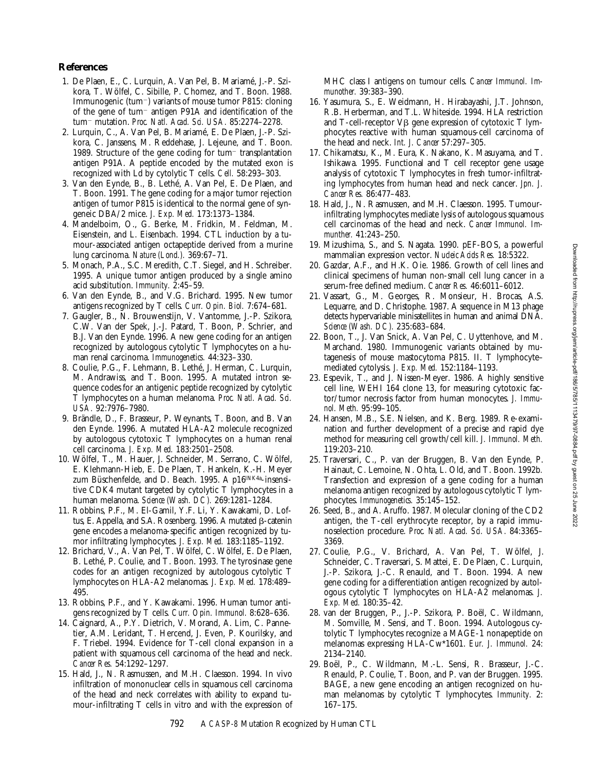## References

1. De Plaen, E., C. Lurquin, A. Van Pel, B. Mariamé, J.-P. Szikora, T. Wölfel, C. Sibille, P. Chomez, and T. Boon. 1988. Immunogenic (tum−) variants of mouse tumor P815: cloning of the gene of tum− antigen P91A and identification of the tum− mutation. *Proc. Natl. Acad. Sci. USA.* 85:2274–2278.
2. Lurquin, C., A. Van Pel, B. Mariamé, E. De Plaen, J.-P. Szikora, C. Janssens, M. Reddehase, J. Lejeune, and T. Boon. 1989. Structure of the gene coding for tum− transplantation antigen P91A. A peptide encoded by the mutated exon is recognized with Ld by cytolytic T cells. *Cell.* 58:293–303.
3. Van den Eynde, B., B. Lethé, A. Van Pel, E. De Plaen, and T. Boon. 1991. The gene coding for a major tumor rejection antigen of tumor P815 is identical to the normal gene of syngeneic DBA/2 mice. *J. Exp. Med.* 173:1373–1384.
4. Mandelboim, O., G. Berke, M. Fridkin, M. Feldman, M. Eisenstein, and L. Eisenbach. 1994. CTL induction by a tumour-associated antigen octapeptide derived from a murine lung carcinoma. *Nature (Lond.).* 369:67–71.
5. Monach, P.A., S.C. Meredith, C.T. Siegel, and H. Schreiber. 1995. A unique tumor antigen produced by a single amino acid substitution. *Immunity.* 2:45–59.
6. Van den Eynde, B., and V.G. Brichard. 1995. New tumor antigens recognized by T cells. *Curr. Opin. Biol.* 7:674–681.
7. Gaugler, B., N. Brouwenstijn, V. Vantomme, J.-P. Szikora, C.W. Van der Spek, J.-J. Patard, T. Boon, P. Schrier, and B.J. Van den Eynde. 1996. A new gene coding for an antigen recognized by autologous cytolytic T lymphocytes on a human renal carcinoma. *Immunogenetics.* 44:323–330.
8. Coulie, P.G., F. Lehmann, B. Lethé, J. Herman, C. Lurquin, M. Andrawiss, and T. Boon. 1995. A mutated intron sequence codes for an antigenic peptide recognized by cytolytic T lymphocytes on a human melanoma. *Proc. Natl. Acad. Sci. USA.* 92:7976–7980.
9. Brändle, D., F. Brasseur, P. Weynants, T. Boon, and B. Van den Eynde. 1996. A mutated HLA-A2 molecule recognized by autologous cytotoxic T lymphocytes on a human renal cell carcinoma. *J. Exp. Med.* 183:2501–2508.
10. Wölfel, T., M. Hauer, J. Schneider, M. Serrano, C. Wölfel, E. Klehmann-Hieb, E. De Plaen, T. Hankeln, K.-H. Meyer zum Büschenfelde, and D. Beach. 1995. A p16$^{INK4a}$-insensitive CDK4 mutant targeted by cytolytic T lymphocytes in a human melanoma. *Science (Wash. DC).* 269:1281–1284.
11. Robbins, P.F., M. El-Gamil, Y.F. Li, Y. Kawakami, D. Loftus, E. Appella, and S.A. Rosenberg. 1996. A mutated β-catenin gene encodes a melanoma-specific antigen recognized by tumor infiltrating lymphocytes. *J. Exp. Med.* 183:1185–1192.
12. Brichard, V., A. Van Pel, T. Wölfel, C. Wölfel, E. De Plaen, B. Lethé, P. Coulie, and T. Boon. 1993. The tyrosinase gene codes for an antigen recognized by autologous cytolytic T lymphocytes on HLA-A2 melanomas. *J. Exp. Med.* 178:489–495.
13. Robbins, P.F., and Y. Kawakami. 1996. Human tumor antigens recognized by T cells. *Curr. Opin. Immunol.* 8:628–636.
14. Caignard, A., P.Y. Dietrich, V. Morand, A. Lim, C. Pannetier, A.M. Leridant, T. Hercend, J. Even, P. Kourilsky, and F. Triebel. 1994. Evidence for T-cell clonal expansion in a patient with squamous cell carcinoma of the head and neck. *Cancer Res.* 54:1292–1297.
15. Hald, J., N. Rasmussen, and M.H. Claesson. 1994. In vivo infiltration of mononuclear cells in squamous cell carcinoma of the head and neck correlates with ability to expand tumour-infiltrating T cells in vitro and with the expression of MHC class I antigens on tumour cells. *Cancer Immunol. Immunother.* 39:383–390.
16. Yasumura, S., E. Weidmann, H. Hirabayashi, J.T. Johnson, R.B. Herberman, and T.L. Whiteside. 1994. HLA restriction and T-cell-receptor Vβ gene expression of cytotoxic T lymphocytes reactive with human squamous-cell carcinoma of the head and neck. *Int. J. Cancer* 57:297–305.
17. Chikamatsu, K., M. Eura, K. Nakano, K. Masuyama, and T. Ishikawa. 1995. Functional and T cell receptor gene usage analysis of cytotoxic T lymphocytes in fresh tumor-infiltrating lymphocytes from human head and neck cancer. *Jpn. J. Cancer Res.* 86:477–483.
18. Hald, J., N. Rasmussen, and M.H. Claesson. 1995. Tumour-infiltrating lymphocytes mediate lysis of autologous squamous cell carcinomas of the head and neck. *Cancer Immunol. Immunther.* 41:243–250.
19. Mizushima, S., and S. Nagata. 1990. pEF-BOS, a powerful mammalian expression vector. *Nucleic Acids Res.* 18:5322.
20. Gazdar, A.F., and H.K. Oie. 1986. Growth of cell lines and clinical specimens of human non-small cell lung cancer in a serum-free defined medium. *Cancer Res.* 46:6011–6012.
21. Vassart, G., M. Georges, R. Monsieur, H. Brocas, A.S. Lequarre, and D. Christophe. 1987. A sequence in M13 phage detects hypervariable minisatellites in human and animal DNA. *Science (Wash. DC).* 235:683–684.
22. Boon, T., J. Van Snick, A. Van Pel, C. Uyttenhove, and M. Marchand. 1980. Immunogenic variants obtained by mutagenesis of mouse mastocytoma P815. II. T lymphocyte–mediated cytolysis. *J. Exp. Med.* 152:1184–1193.
23. Espevik, T., and J. Nissen-Meyer. 1986. A highly sensitive cell line, WEHI 164 clone 13, for measuring cytotoxic factor/tumor necrosis factor from human monocytes. *J. Immunol. Meth.* 95:99–105.
24. Hansen, M.B., S.E. Nielsen, and K. Berg. 1989. Re-examination and further development of a precise and rapid dye method for measuring cell growth/cell kill. *J. Immunol. Meth.* 119:203–210.
25. Traversari, C., P. van der Bruggen, B. Van den Eynde, P. Hainaut, C. Lemoine, N. Ohta, L. Old, and T. Boon. 1992b. Transfection and expression of a gene coding for a human melanoma antigen recognized by autologous cytolytic T lymphocytes. *Immunogenetics.* 35:145–152.
26. Seed, B., and A. Aruffo. 1987. Molecular cloning of the CD2 antigen, the T-cell erythrocyte receptor, by a rapid immunoselection procedure. *Proc. Natl. Acad. Sci. USA.* 84:3365–3369.
27. Coulie, P.G., V. Brichard, A. Van Pel, T. Wölfel, J. Schneider, C. Traversari, S. Mattei, E. De Plaen, C. Lurquin, J.-P. Szikora, J.-C. Renauld, and T. Boon. 1994. A new gene coding for a differentiation antigen recognized by autologous cytolytic T lymphocytes on HLA-A2 melanomas. *J. Exp. Med.* 180:35–42.
28. van der Bruggen, P., J.-P. Szikora, P. Boël, C. Wildmann, M. Somville, M. Sensi, and T. Boon. 1994. Autologous cytolytic T lymphocytes recognize a MAGE-1 nonapeptide on melanomas expressing HLA-Cw*1601. *Eur. J. Immunol.* 24: 2134–2140.
29. Boël, P., C. Wildmann, M.-L. Sensi, R. Brasseur, J.-C. Renauld, P. Coulie, T. Boon, and P. van der Bruggen. 1995. BAGE, a new gene encoding an antigen recognized on human melanomas by cytolytic T lymphocytes. *Immunity.* 2: 167–175.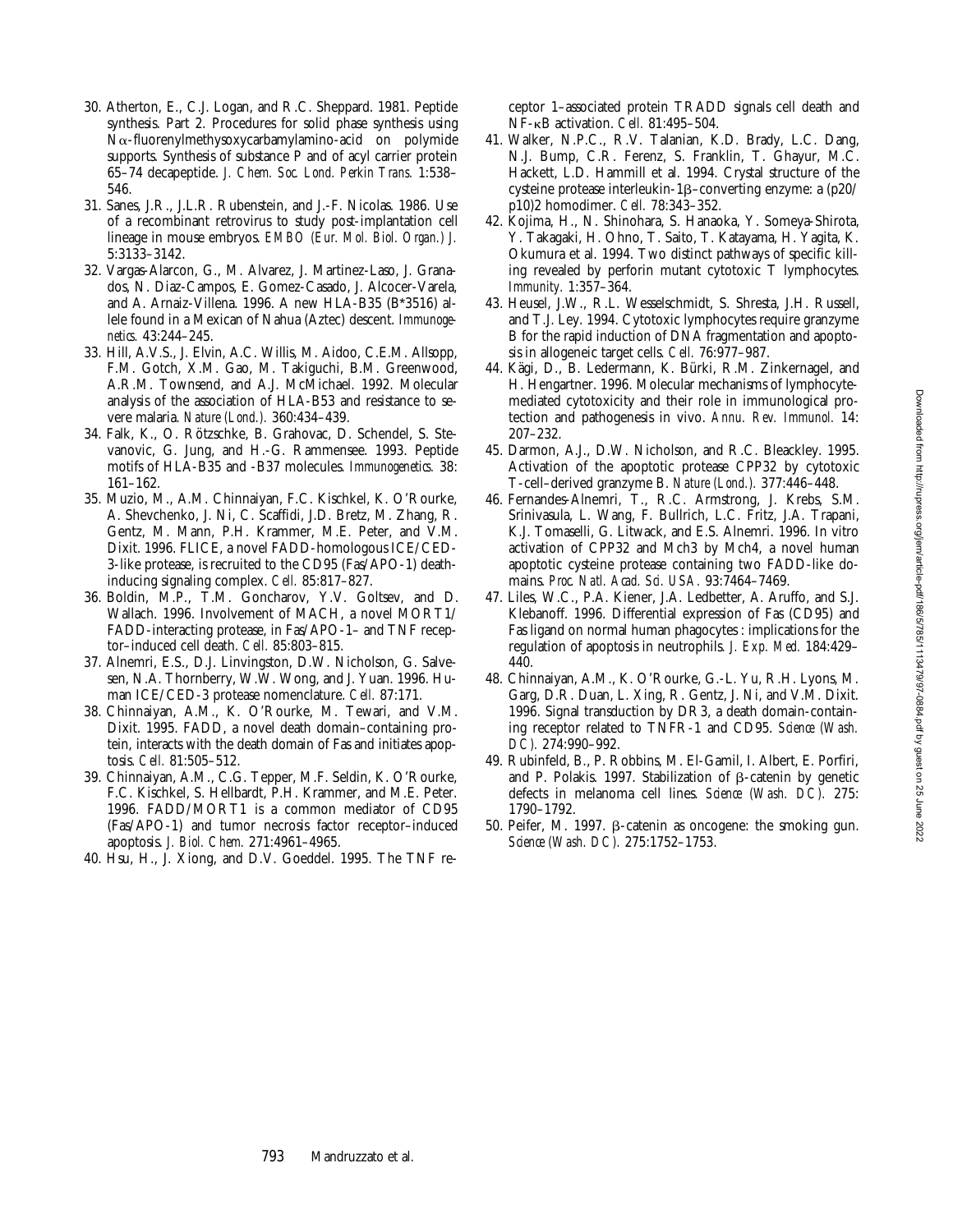30. Atherton, E., C.J. Logan, and R.C. Sheppard. 1981. Peptide synthesis. Part 2. Procedures for solid phase synthesis using Nα-fluorenylmethysoxycarbamylamino-acid on polymide supports. Synthesis of substance P and of acyl carrier protein 65–74 decapeptide. *J. Chem. Soc. Lond. Perkin Trans.* 1:538–546.
31. Sanes, J.R., J.L.R. Rubenstein, and J.-F. Nicolas. 1986. Use of a recombinant retrovirus to study post-implantation cell lineage in mouse embryos. *EMBO (Eur. Mol. Biol. Organ.) J.* 5:3133–3142.
32. Vargas-Alarcon, G., M. Alvarez, J. Martinez-Laso, J. Granados, N. Diaz-Campos, E. Gomez-Casado, J. Alcocer-Varela, and A. Arnaiz-Villena. 1996. A new HLA-B35 (B*3516) allele found in a Mexican of Nahua (Aztec) descent. *Immunogenetics.* 43:244–245.
33. Hill, A.V.S., J. Elvin, A.C. Willis, M. Aidoo, C.E.M. Allsopp, F.M. Gotch, X.M. Gao, M. Takiguchi, B.M. Greenwood, A.R.M. Townsend, and A.J. McMichael. 1992. Molecular analysis of the association of HLA-B53 and resistance to severe malaria. *Nature (Lond.).* 360:434–439.
34. Falk, K., O. Rötzschke, B. Grahovac, D. Schendel, S. Stevanovic, G. Jung, and H.-G. Rammensee. 1993. Peptide motifs of HLA-B35 and -B37 molecules. *Immunogenetics.* 38:161–162.
35. Muzio, M., A.M. Chinnaiyan, F.C. Kischkel, K. O'Rourke, A. Shevchenko, J. Ni, C. Scaffidi, J.D. Bretz, M. Zhang, R. Gentz, M. Mann, P.H. Krammer, M.E. Peter, and V.M. Dixit. 1996. FLICE, a novel FADD-homologous ICE/CED-3-like protease, is recruited to the CD95 (Fas/APO-1) death-inducing signaling complex. *Cell.* 85:817–827.
36. Boldin, M.P., T.M. Goncharov, Y.V. Goltsev, and D. Wallach. 1996. Involvement of MACH, a novel MORT1/FADD-interacting protease, in Fas/APO-1– and TNF receptor–induced cell death. *Cell.* 85:803–815.
37. Alnemri, E.S., D.J. Livingston, D.W. Nicholson, G. Salvesen, N.A. Thornberry, W.W. Wong, and J. Yuan. 1996. Human ICE/CED-3 protease nomenclature. *Cell.* 87:171.
38. Chinnaiyan, A.M., K. O'Rourke, M. Tewari, and V.M. Dixit. 1995. FADD, a novel death domain–containing protein, interacts with the death domain of Fas and initiates apoptosis. *Cell.* 81:505–512.
39. Chinnaiyan, A.M., C.G. Tepper, M.F. Seldin, K. O'Rourke, F.C. Kischkel, S. Hellbardt, P.H. Krammer, and M.E. Peter. 1996. FADD/MORT1 is a common mediator of CD95 (Fas/APO-1) and tumor necrosis factor receptor–induced apoptosis. *J. Biol. Chem.* 271:4961–4965.
40. Hsu, H., J. Xiong, and D.V. Goeddel. 1995. The TNF receptor 1–associated protein TRADD signals cell death and NF-κB activation. *Cell.* 81:495–504.
41. Walker, N.P.C., R.V. Talanian, K.D. Brady, L.C. Dang, N.J. Bump, C.R. Ferenz, S. Franklin, T. Ghayur, M.C. Hackett, L.D. Hammill et al. 1994. Crystal structure of the cysteine protease interleukin-1β–converting enzyme: a (p20/p10)2 homodimer. *Cell.* 78:343–352.
42. Kojima, H., N. Shinohara, S. Hanaoka, Y. Someya-Shirota, Y. Takagaki, H. Ohno, T. Saito, T. Katayama, H. Yagita, K. Okumura et al. 1994. Two distinct pathways of specific killing revealed by perforin mutant cytotoxic T lymphocytes. *Immunity.* 1:357–364.
43. Heusel, J.W., R.L. Wesselschmidt, S. Shresta, J.H. Russell, and T.J. Ley. 1994. Cytotoxic lymphocytes require granzyme B for the rapid induction of DNA fragmentation and apoptosis in allogeneic target cells. *Cell.* 76:977–987.
44. Kägi, D., B. Ledermann, K. Bürki, R.M. Zinkernagel, and H. Hengartner. 1996. Molecular mechanisms of lymphocyte-mediated cytotoxicity and their role in immunological protection and pathogenesis in vivo. *Annu. Rev. Immunol.* 14:207–232.
45. Darmon, A.J., D.W. Nicholson, and R.C. Bleackley. 1995. Activation of the apoptotic protease CPP32 by cytotoxic T-cell–derived granzyme B. *Nature (Lond.).* 377:446–448.
46. Fernandes-Alnemri, T., R.C. Armstrong, J. Krebs, S.M. Srinivasula, L. Wang, F. Bullrich, L.C. Fritz, J.A. Trapani, K.J. Tomaselli, G. Litwack, and E.S. Alnemri. 1996. In vitro activation of CPP32 and Mch3 by Mch4, a novel human apoptotic cysteine protease containing two FADD-like domains. *Proc. Natl. Acad. Sci. USA.* 93:7464–7469.
47. Liles, W.C., P.A. Kiener, J.A. Ledbetter, A. Aruffo, and S.J. Klebanoff. 1996. Differential expression of Fas (CD95) and Fas ligand on normal human phagocytes: implications for the regulation of apoptosis in neutrophils. *J. Exp. Med.* 184:429–440.
48. Chinnaiyan, A.M., K. O'Rourke, G.-L. Yu, R.H. Lyons, M. Garg, D.R. Duan, L. Xing, R. Gentz, J. Ni, and V.M. Dixit. 1996. Signal transduction by DR3, a death domain-containing receptor related to TNFR-1 and CD95. *Science (Wash. DC).* 274:990–992.
49. Rubinfeld, B., P. Robbins, M. El-Gamil, I. Albert, E. Porfiri, and P. Polakis. 1997. Stabilization of β-catenin by genetic defects in melanoma cell lines. *Science (Wash. DC).* 275:1790–1792.
50. Peifer, M. 1997. β-catenin as oncogene: the smoking gun. *Science (Wash. DC).* 275:1752–1753.